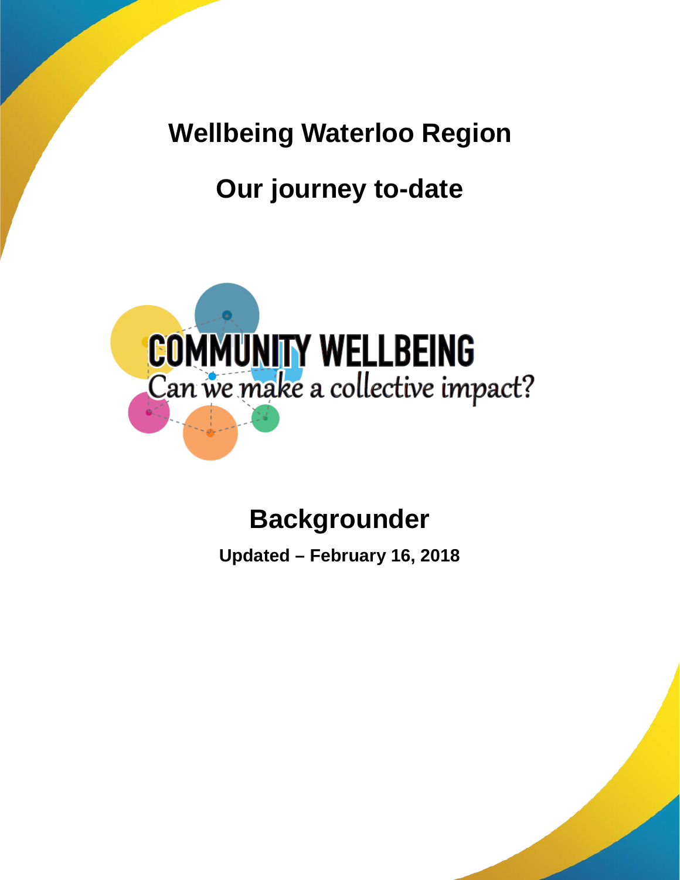# Wellbeing Waterloo Region

## Our journey to-date

COMMUNITY WELLBEING
Can we make a collective impact?

## Backgrounder

**Updated – February 16, 2018**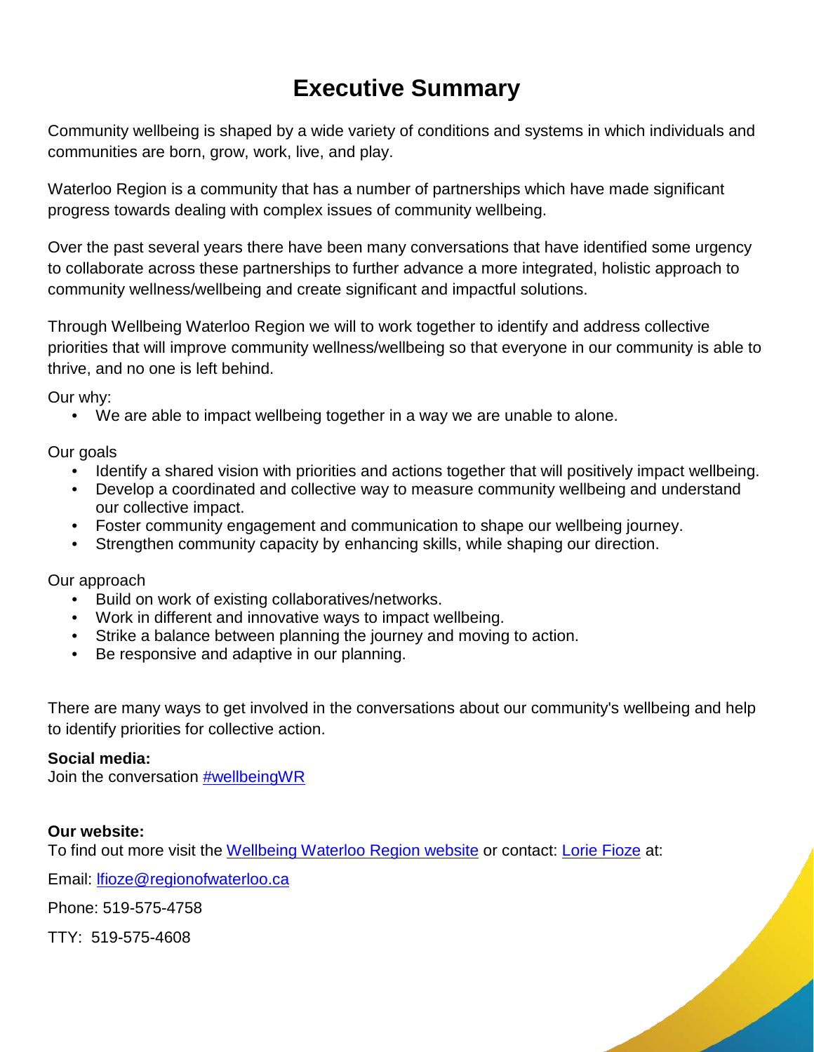# Executive Summary

Community wellbeing is shaped by a wide variety of conditions and systems in which individuals and communities are born, grow, work, live, and play.

Waterloo Region is a community that has a number of partnerships which have made significant progress towards dealing with complex issues of community wellbeing.

Over the past several years there have been many conversations that have identified some urgency to collaborate across these partnerships to further advance a more integrated, holistic approach to community wellness/wellbeing and create significant and impactful solutions.

Through Wellbeing Waterloo Region we will to work together to identify and address collective priorities that will improve community wellness/wellbeing so that everyone in our community is able to thrive, and no one is left behind.

Our why:

- We are able to impact wellbeing together in a way we are unable to alone.

Our goals

- Identify a shared vision with priorities and actions together that will positively impact wellbeing.
- Develop a coordinated and collective way to measure community wellbeing and understand our collective impact.
- Foster community engagement and communication to shape our wellbeing journey.
- Strengthen community capacity by enhancing skills, while shaping our direction.

Our approach

- Build on work of existing collaboratives/networks.
- Work in different and innovative ways to impact wellbeing.
- Strike a balance between planning the journey and moving to action.
- Be responsive and adaptive in our planning.

There are many ways to get involved in the conversations about our community's wellbeing and help to identify priorities for collective action.

**Social media:**
Join the conversation #wellbeingWR

**Our website:**
To find out more visit the Wellbeing Waterloo Region website or contact: Lorie Fioze at:

Email: lfioze@regionofwaterloo.ca

Phone: 519-575-4758

TTY: 519-575-4608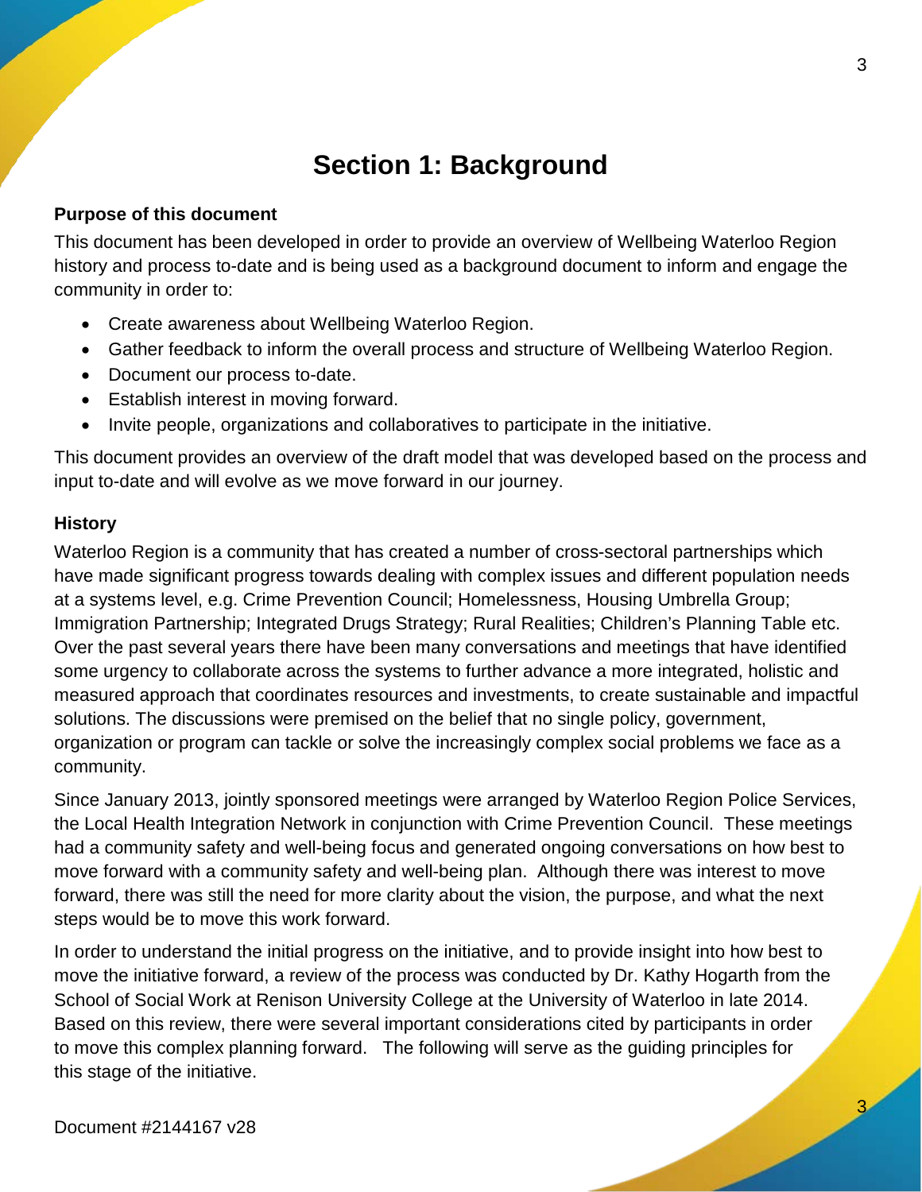# Section 1: Background

**Purpose of this document**

This document has been developed in order to provide an overview of Wellbeing Waterloo Region history and process to-date and is being used as a background document to inform and engage the community in order to:

- Create awareness about Wellbeing Waterloo Region.
- Gather feedback to inform the overall process and structure of Wellbeing Waterloo Region.
- Document our process to-date.
- Establish interest in moving forward.
- Invite people, organizations and collaboratives to participate in the initiative.

This document provides an overview of the draft model that was developed based on the process and input to-date and will evolve as we move forward in our journey.

**History**

Waterloo Region is a community that has created a number of cross-sectoral partnerships which have made significant progress towards dealing with complex issues and different population needs at a systems level, e.g. Crime Prevention Council; Homelessness, Housing Umbrella Group; Immigration Partnership; Integrated Drugs Strategy; Rural Realities; Children's Planning Table etc. Over the past several years there have been many conversations and meetings that have identified some urgency to collaborate across the systems to further advance a more integrated, holistic and measured approach that coordinates resources and investments, to create sustainable and impactful solutions. The discussions were premised on the belief that no single policy, government, organization or program can tackle or solve the increasingly complex social problems we face as a community.

Since January 2013, jointly sponsored meetings were arranged by Waterloo Region Police Services, the Local Health Integration Network in conjunction with Crime Prevention Council. These meetings had a community safety and well-being focus and generated ongoing conversations on how best to move forward with a community safety and well-being plan. Although there was interest to move forward, there was still the need for more clarity about the vision, the purpose, and what the next steps would be to move this work forward.

In order to understand the initial progress on the initiative, and to provide insight into how best to move the initiative forward, a review of the process was conducted by Dr. Kathy Hogarth from the School of Social Work at Renison University College at the University of Waterloo in late 2014. Based on this review, there were several important considerations cited by participants in order to move this complex planning forward. The following will serve as the guiding principles for this stage of the initiative.

Document #2144167 v28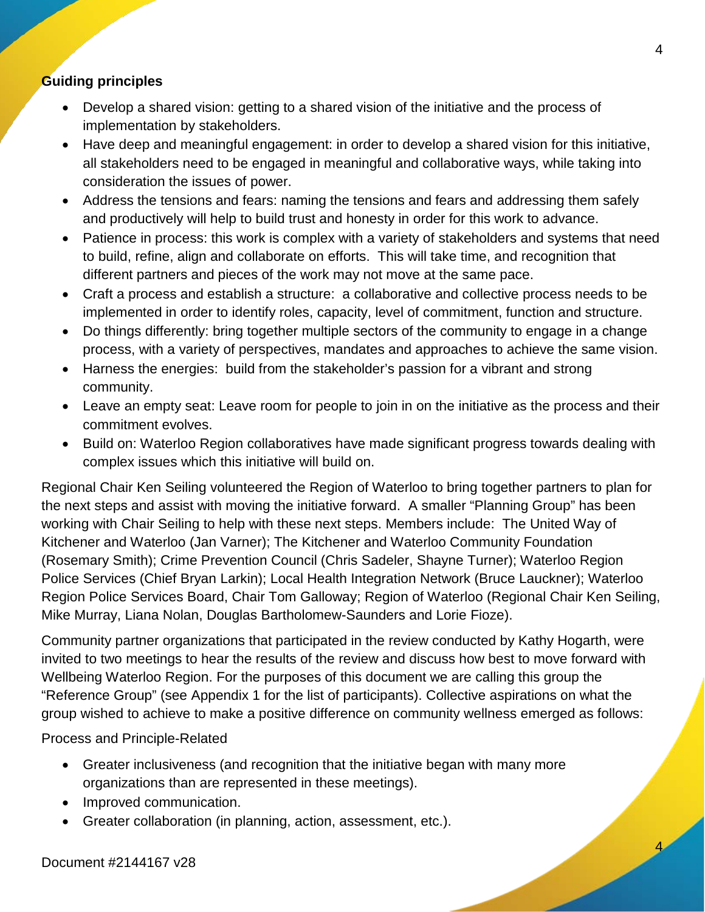**Guiding principles**

- Develop a shared vision: getting to a shared vision of the initiative and the process of implementation by stakeholders.
- Have deep and meaningful engagement: in order to develop a shared vision for this initiative, all stakeholders need to be engaged in meaningful and collaborative ways, while taking into consideration the issues of power.
- Address the tensions and fears: naming the tensions and fears and addressing them safely and productively will help to build trust and honesty in order for this work to advance.
- Patience in process: this work is complex with a variety of stakeholders and systems that need to build, refine, align and collaborate on efforts. This will take time, and recognition that different partners and pieces of the work may not move at the same pace.
- Craft a process and establish a structure: a collaborative and collective process needs to be implemented in order to identify roles, capacity, level of commitment, function and structure.
- Do things differently: bring together multiple sectors of the community to engage in a change process, with a variety of perspectives, mandates and approaches to achieve the same vision.
- Harness the energies: build from the stakeholder's passion for a vibrant and strong community.
- Leave an empty seat: Leave room for people to join in on the initiative as the process and their commitment evolves.
- Build on: Waterloo Region collaboratives have made significant progress towards dealing with complex issues which this initiative will build on.

Regional Chair Ken Seiling volunteered the Region of Waterloo to bring together partners to plan for the next steps and assist with moving the initiative forward. A smaller "Planning Group" has been working with Chair Seiling to help with these next steps. Members include: The United Way of Kitchener and Waterloo (Jan Varner); The Kitchener and Waterloo Community Foundation (Rosemary Smith); Crime Prevention Council (Chris Sadeler, Shayne Turner); Waterloo Region Police Services (Chief Bryan Larkin); Local Health Integration Network (Bruce Lauckner); Waterloo Region Police Services Board, Chair Tom Galloway; Region of Waterloo (Regional Chair Ken Seiling, Mike Murray, Liana Nolan, Douglas Bartholomew-Saunders and Lorie Fioze).

Community partner organizations that participated in the review conducted by Kathy Hogarth, were invited to two meetings to hear the results of the review and discuss how best to move forward with Wellbeing Waterloo Region. For the purposes of this document we are calling this group the "Reference Group" (see Appendix 1 for the list of participants). Collective aspirations on what the group wished to achieve to make a positive difference on community wellness emerged as follows:

Process and Principle-Related

- Greater inclusiveness (and recognition that the initiative began with many more organizations than are represented in these meetings).
- Improved communication.
- Greater collaboration (in planning, action, assessment, etc.).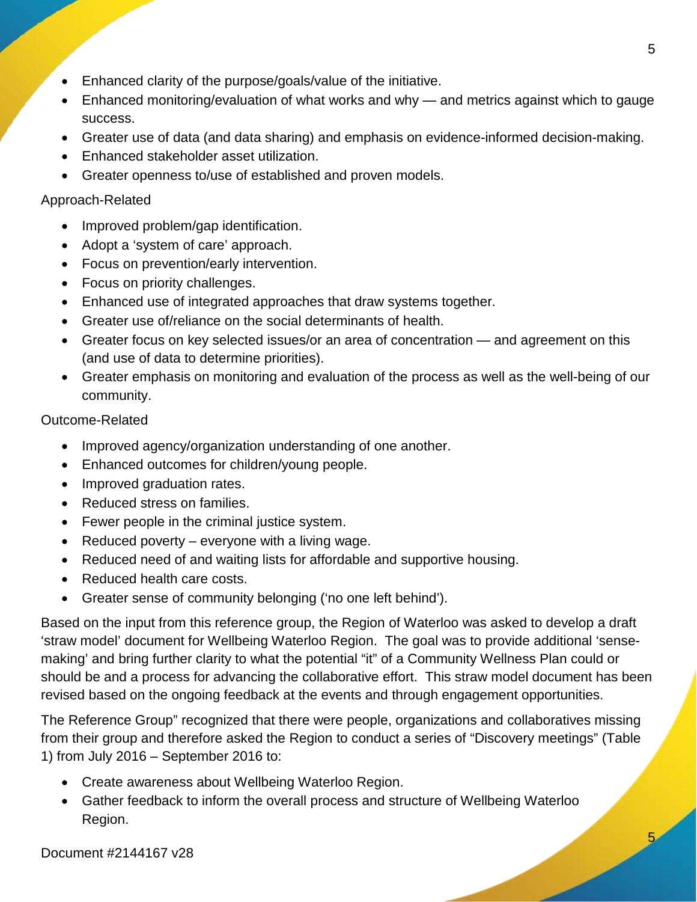- Enhanced clarity of the purpose/goals/value of the initiative.
- Enhanced monitoring/evaluation of what works and why — and metrics against which to gauge success.
- Greater use of data (and data sharing) and emphasis on evidence-informed decision-making.
- Enhanced stakeholder asset utilization.
- Greater openness to/use of established and proven models.

Approach-Related

- Improved problem/gap identification.
- Adopt a 'system of care' approach.
- Focus on prevention/early intervention.
- Focus on priority challenges.
- Enhanced use of integrated approaches that draw systems together.
- Greater use of/reliance on the social determinants of health.
- Greater focus on key selected issues/or an area of concentration — and agreement on this (and use of data to determine priorities).
- Greater emphasis on monitoring and evaluation of the process as well as the well-being of our community.

Outcome-Related

- Improved agency/organization understanding of one another.
- Enhanced outcomes for children/young people.
- Improved graduation rates.
- Reduced stress on families.
- Fewer people in the criminal justice system.
- Reduced poverty – everyone with a living wage.
- Reduced need of and waiting lists for affordable and supportive housing.
- Reduced health care costs.
- Greater sense of community belonging ('no one left behind').

Based on the input from this reference group, the Region of Waterloo was asked to develop a draft 'straw model' document for Wellbeing Waterloo Region. The goal was to provide additional 'sense-making' and bring further clarity to what the potential "it" of a Community Wellness Plan could or should be and a process for advancing the collaborative effort. This straw model document has been revised based on the ongoing feedback at the events and through engagement opportunities.

The Reference Group" recognized that there were people, organizations and collaboratives missing from their group and therefore asked the Region to conduct a series of "Discovery meetings" (Table 1) from July 2016 – September 2016 to:

- Create awareness about Wellbeing Waterloo Region.
- Gather feedback to inform the overall process and structure of Wellbeing Waterloo Region.

Document #2144167 v28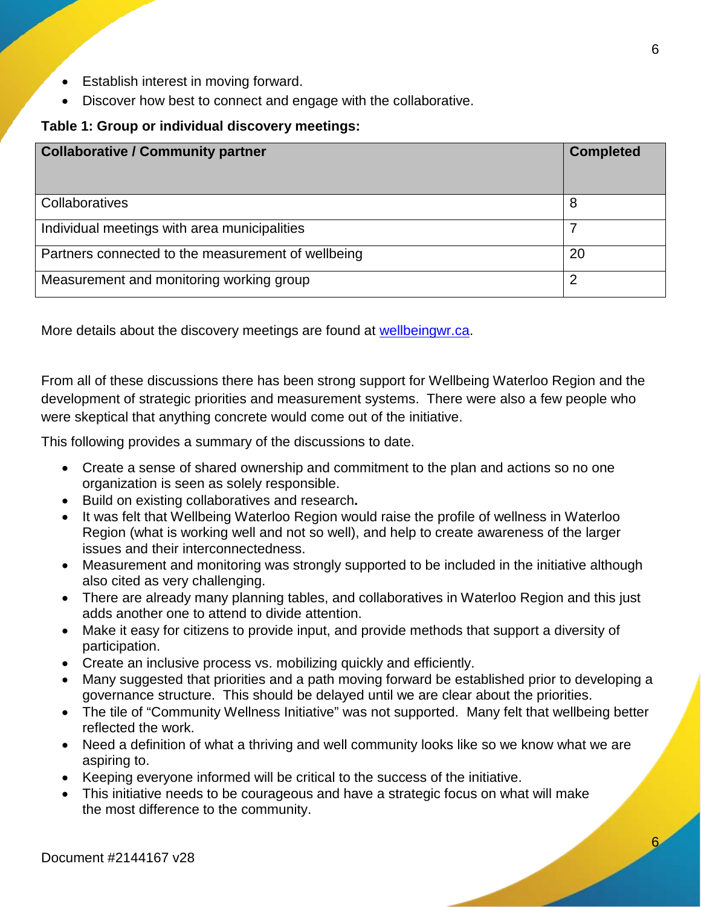- Establish interest in moving forward.
- Discover how best to connect and engage with the collaborative.

**Table 1: Group or individual discovery meetings:**

| Collaborative / Community partner | Completed |
| --- | --- |
| Collaboratives | 8 |
| Individual meetings with area municipalities | 7 |
| Partners connected to the measurement of wellbeing | 20 |
| Measurement and monitoring working group | 2 |

More details about the discovery meetings are found at [wellbeingwr.ca](wellbeingwr.ca).

From all of these discussions there has been strong support for Wellbeing Waterloo Region and the development of strategic priorities and measurement systems. There were also a few people who were skeptical that anything concrete would come out of the initiative.

This following provides a summary of the discussions to date.

- Create a sense of shared ownership and commitment to the plan and actions so no one organization is seen as solely responsible.
- Build on existing collaboratives and research**.**
- It was felt that Wellbeing Waterloo Region would raise the profile of wellness in Waterloo Region (what is working well and not so well), and help to create awareness of the larger issues and their interconnectedness.
- Measurement and monitoring was strongly supported to be included in the initiative although also cited as very challenging.
- There are already many planning tables, and collaboratives in Waterloo Region and this just adds another one to attend to divide attention.
- Make it easy for citizens to provide input, and provide methods that support a diversity of participation.
- Create an inclusive process vs. mobilizing quickly and efficiently.
- Many suggested that priorities and a path moving forward be established prior to developing a governance structure. This should be delayed until we are clear about the priorities.
- The tile of "Community Wellness Initiative" was not supported. Many felt that wellbeing better reflected the work.
- Need a definition of what a thriving and well community looks like so we know what we are aspiring to.
- Keeping everyone informed will be critical to the success of the initiative.
- This initiative needs to be courageous and have a strategic focus on what will make the most difference to the community.

Document #2144167 v28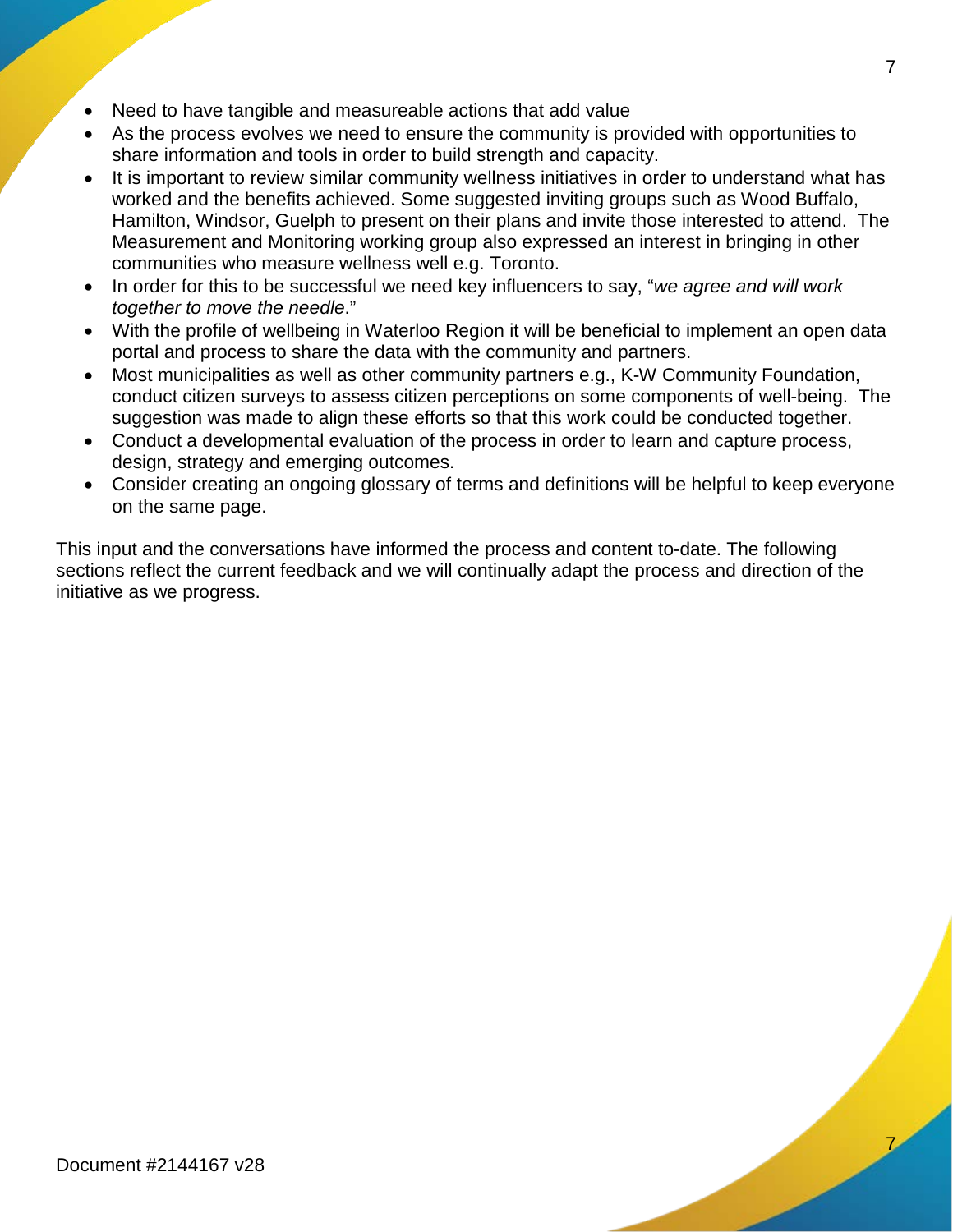- Need to have tangible and measureable actions that add value
- As the process evolves we need to ensure the community is provided with opportunities to share information and tools in order to build strength and capacity.
- It is important to review similar community wellness initiatives in order to understand what has worked and the benefits achieved. Some suggested inviting groups such as Wood Buffalo, Hamilton, Windsor, Guelph to present on their plans and invite those interested to attend. The Measurement and Monitoring working group also expressed an interest in bringing in other communities who measure wellness well e.g. Toronto.
- In order for this to be successful we need key influencers to say, "*we agree and will work together to move the needle*."
- With the profile of wellbeing in Waterloo Region it will be beneficial to implement an open data portal and process to share the data with the community and partners.
- Most municipalities as well as other community partners e.g., K-W Community Foundation, conduct citizen surveys to assess citizen perceptions on some components of well-being. The suggestion was made to align these efforts so that this work could be conducted together.
- Conduct a developmental evaluation of the process in order to learn and capture process, design, strategy and emerging outcomes.
- Consider creating an ongoing glossary of terms and definitions will be helpful to keep everyone on the same page.

This input and the conversations have informed the process and content to-date. The following sections reflect the current feedback and we will continually adapt the process and direction of the initiative as we progress.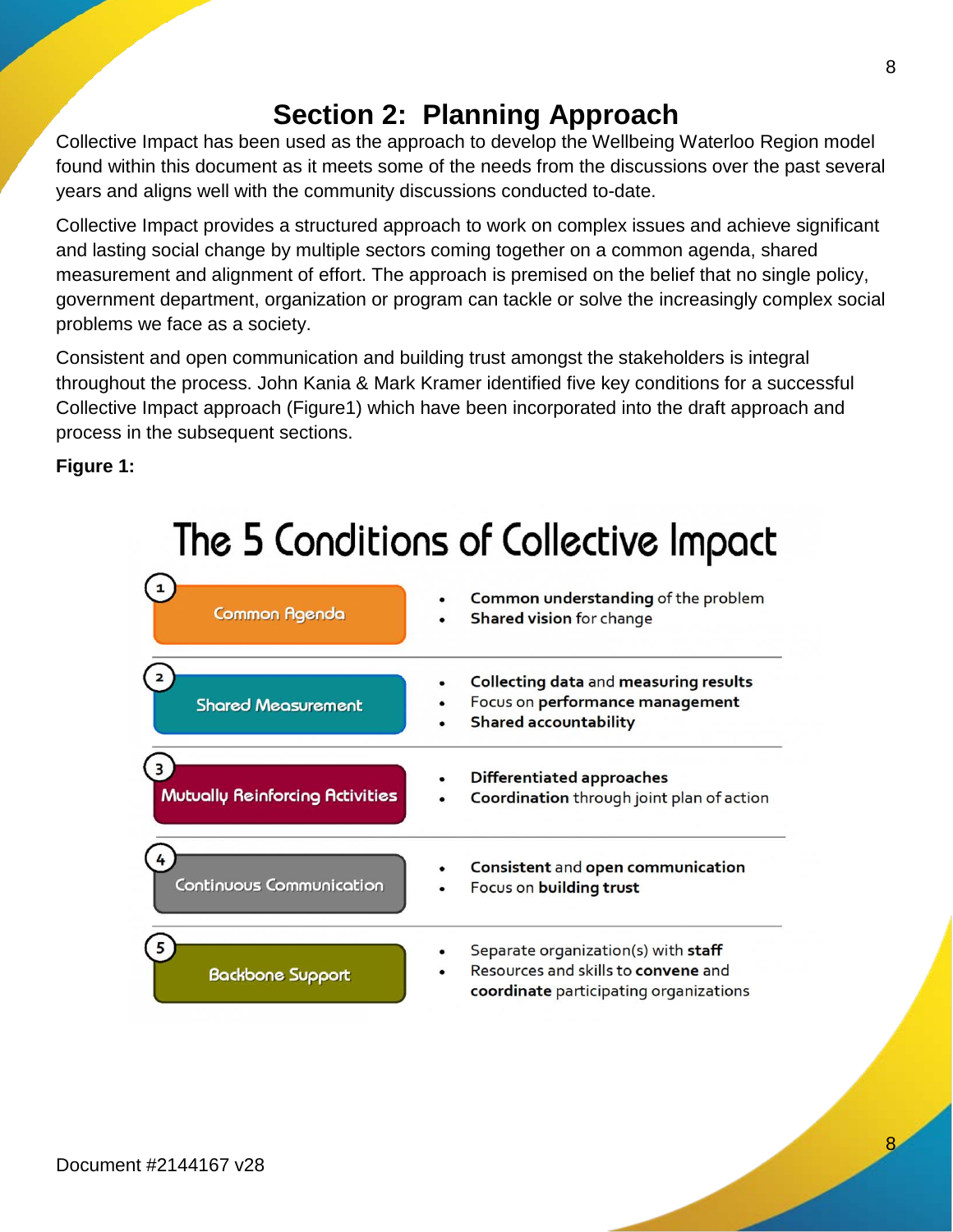# Section 2: Planning Approach

Collective Impact has been used as the approach to develop the Wellbeing Waterloo Region model found within this document as it meets some of the needs from the discussions over the past several years and aligns well with the community discussions conducted to-date.

Collective Impact provides a structured approach to work on complex issues and achieve significant and lasting social change by multiple sectors coming together on a common agenda, shared measurement and alignment of effort. The approach is premised on the belief that no single policy, government department, organization or program can tackle or solve the increasingly complex social problems we face as a society.

Consistent and open communication and building trust amongst the stakeholders is integral throughout the process. John Kania & Mark Kramer identified five key conditions for a successful Collective Impact approach (Figure1) which have been incorporated into the draft approach and process in the subsequent sections.

**Figure 1:**

## The 5 Conditions of Collective Impact

| Condition | Description |
|---|---|
| 1. Common Agenda | • **Common understanding** of the problem<br>• **Shared vision** for change |
| 2. Shared Measurement | • **Collecting data** and **measuring results**<br>• Focus on **performance management**<br>• **Shared accountability** |
| 3. Mutually Reinforcing Activities | • **Differentiated approaches**<br>• **Coordination** through joint plan of action |
| 4. Continuous Communication | • **Consistent** and **open communication**<br>• Focus on **building trust** |
| 5. Backbone Support | • Separate organization(s) with **staff**<br>• Resources and skills to **convene** and **coordinate** participating organizations |

Document #2144167 v28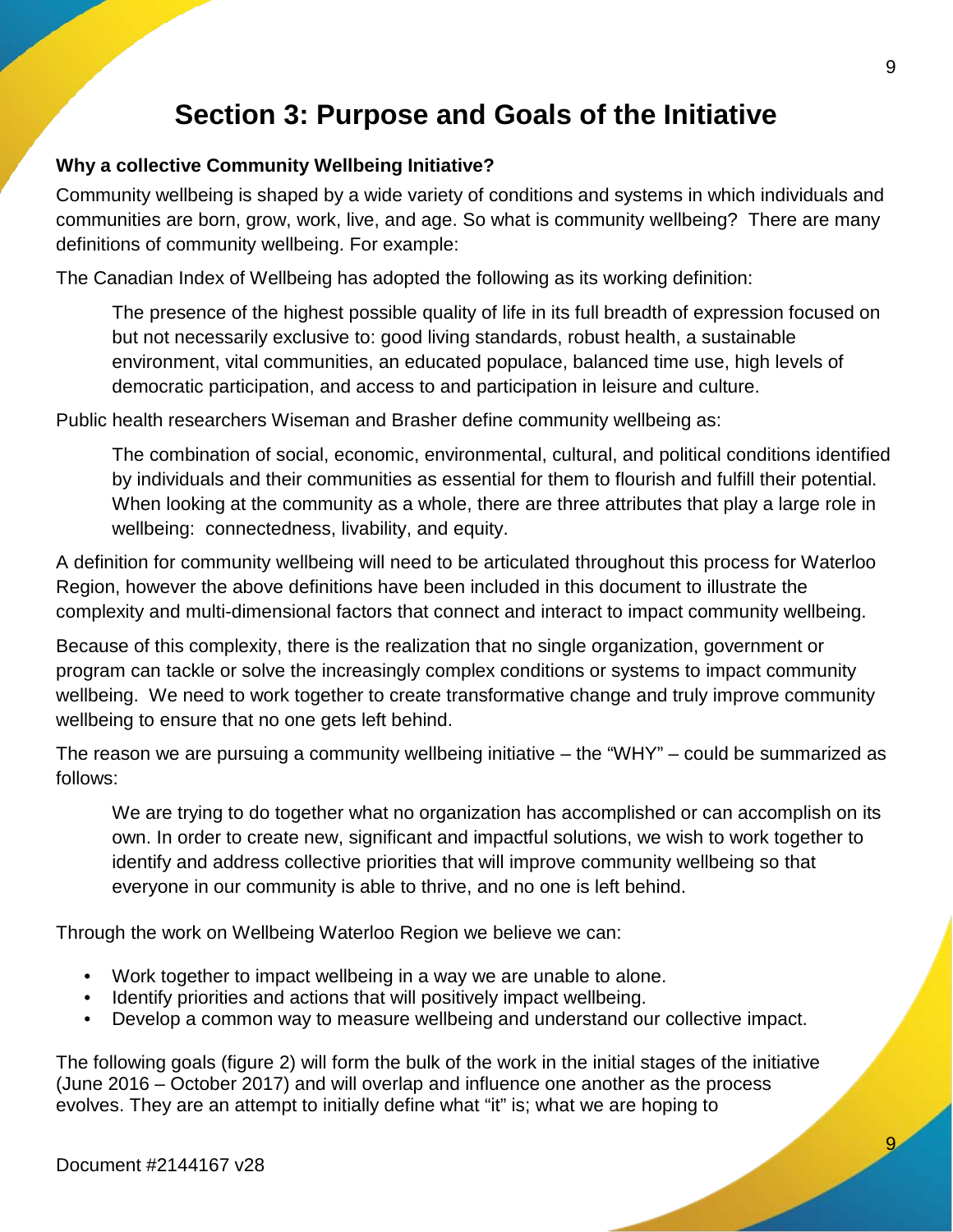# Section 3: Purpose and Goals of the Initiative

**Why a collective Community Wellbeing Initiative?**

Community wellbeing is shaped by a wide variety of conditions and systems in which individuals and communities are born, grow, work, live, and age. So what is community wellbeing? There are many definitions of community wellbeing. For example:

The Canadian Index of Wellbeing has adopted the following as its working definition:

> The presence of the highest possible quality of life in its full breadth of expression focused on but not necessarily exclusive to: good living standards, robust health, a sustainable environment, vital communities, an educated populace, balanced time use, high levels of democratic participation, and access to and participation in leisure and culture.

Public health researchers Wiseman and Brasher define community wellbeing as:

> The combination of social, economic, environmental, cultural, and political conditions identified by individuals and their communities as essential for them to flourish and fulfill their potential. When looking at the community as a whole, there are three attributes that play a large role in wellbeing: connectedness, livability, and equity.

A definition for community wellbeing will need to be articulated throughout this process for Waterloo Region, however the above definitions have been included in this document to illustrate the complexity and multi-dimensional factors that connect and interact to impact community wellbeing.

Because of this complexity, there is the realization that no single organization, government or program can tackle or solve the increasingly complex conditions or systems to impact community wellbeing. We need to work together to create transformative change and truly improve community wellbeing to ensure that no one gets left behind.

The reason we are pursuing a community wellbeing initiative – the "WHY" – could be summarized as follows:

> We are trying to do together what no organization has accomplished or can accomplish on its own. In order to create new, significant and impactful solutions, we wish to work together to identify and address collective priorities that will improve community wellbeing so that everyone in our community is able to thrive, and no one is left behind.

Through the work on Wellbeing Waterloo Region we believe we can:

- Work together to impact wellbeing in a way we are unable to alone.
- Identify priorities and actions that will positively impact wellbeing.
- Develop a common way to measure wellbeing and understand our collective impact.

The following goals (figure 2) will form the bulk of the work in the initial stages of the initiative (June 2016 – October 2017) and will overlap and influence one another as the process evolves. They are an attempt to initially define what "it" is; what we are hoping to

Document #2144167 v28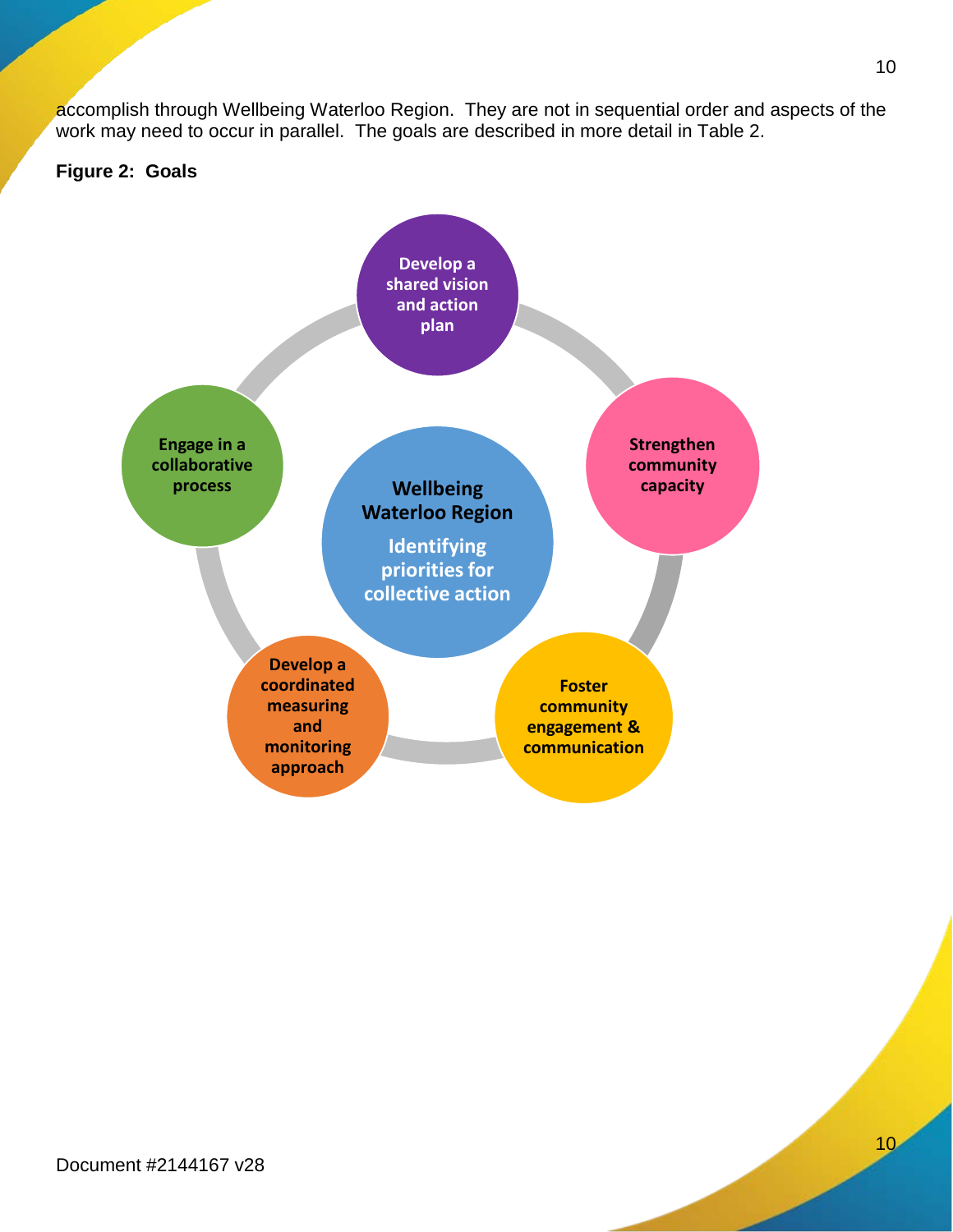accomplish through Wellbeing Waterloo Region. They are not in sequential order and aspects of the work may need to occur in parallel. The goals are described in more detail in Table 2.

**Figure 2: Goals**

**Wellbeing Waterloo Region**
Identifying priorities for collective action

- Develop a shared vision and action plan
- Strengthen community capacity
- Foster community engagement & communication
- Develop a coordinated measuring and monitoring approach
- Engage in a collaborative process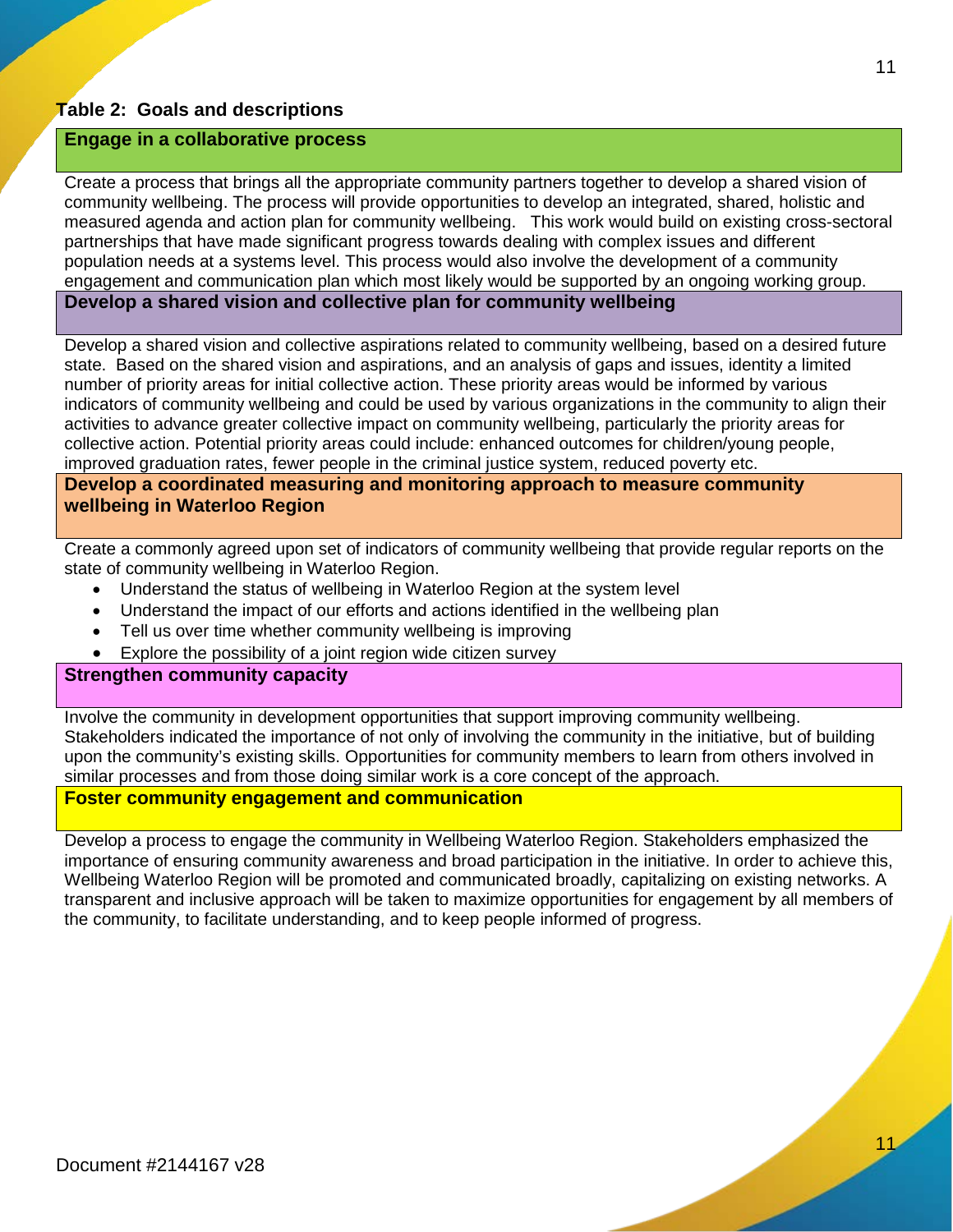**Table 2: Goals and descriptions**

| **Engage in a collaborative process** |
|---|
| Create a process that brings all the appropriate community partners together to develop a shared vision of community wellbeing. The process will provide opportunities to develop an integrated, shared, holistic and measured agenda and action plan for community wellbeing. This work would build on existing cross-sectoral partnerships that have made significant progress towards dealing with complex issues and different population needs at a systems level. This process would also involve the development of a community engagement and communication plan which most likely would be supported by an ongoing working group. |
| **Develop a shared vision and collective plan for community wellbeing** |
| Develop a shared vision and collective aspirations related to community wellbeing, based on a desired future state. Based on the shared vision and aspirations, and an analysis of gaps and issues, identity a limited number of priority areas for initial collective action. These priority areas would be informed by various indicators of community wellbeing and could be used by various organizations in the community to align their activities to advance greater collective impact on community wellbeing, particularly the priority areas for collective action. Potential priority areas could include: enhanced outcomes for children/young people, improved graduation rates, fewer people in the criminal justice system, reduced poverty etc. |
| **Develop a coordinated measuring and monitoring approach to measure community wellbeing in Waterloo Region** |
| Create a commonly agreed upon set of indicators of community wellbeing that provide regular reports on the state of community wellbeing in Waterloo Region.<br>• Understand the status of wellbeing in Waterloo Region at the system level<br>• Understand the impact of our efforts and actions identified in the wellbeing plan<br>• Tell us over time whether community wellbeing is improving<br>• Explore the possibility of a joint region wide citizen survey |
| **Strengthen community capacity** |
| Involve the community in development opportunities that support improving community wellbeing. Stakeholders indicated the importance of not only of involving the community in the initiative, but of building upon the community's existing skills. Opportunities for community members to learn from others involved in similar processes and from those doing similar work is a core concept of the approach. |
| **Foster community engagement and communication** |
| Develop a process to engage the community in Wellbeing Waterloo Region. Stakeholders emphasized the importance of ensuring community awareness and broad participation in the initiative. In order to achieve this, Wellbeing Waterloo Region will be promoted and communicated broadly, capitalizing on existing networks. A transparent and inclusive approach will be taken to maximize opportunities for engagement by all members of the community, to facilitate understanding, and to keep people informed of progress. |

Document #2144167 v28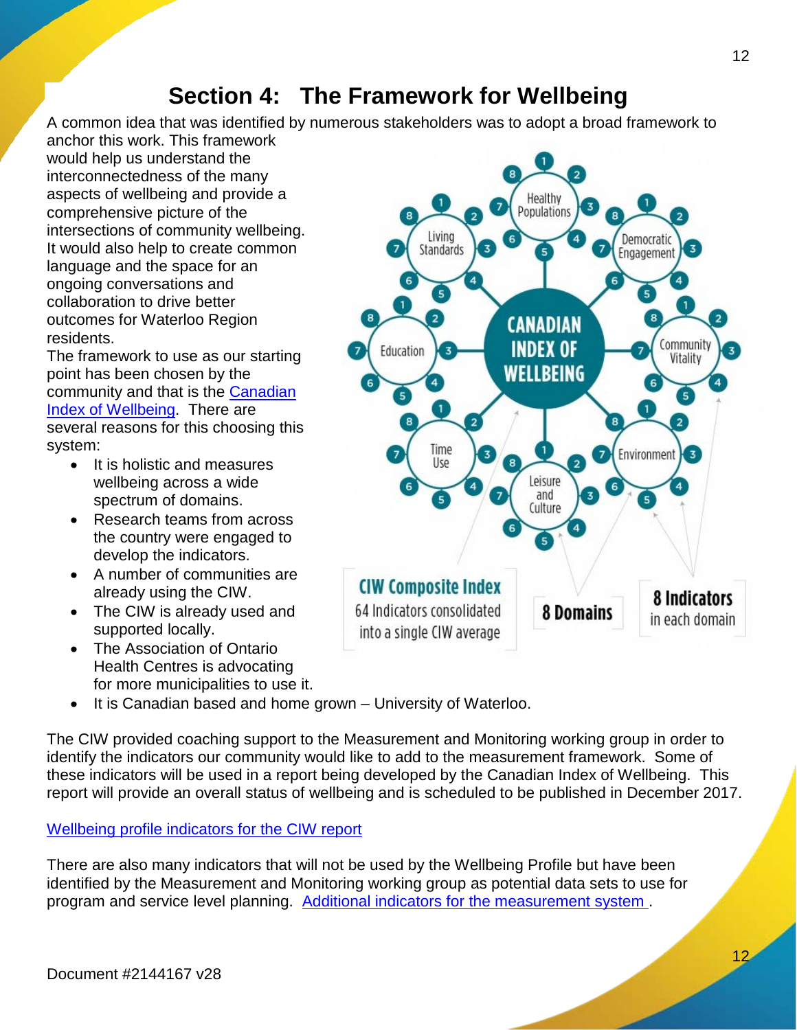# Section 4: The Framework for Wellbeing

A common idea that was identified by numerous stakeholders was to adopt a broad framework to anchor this work. This framework would help us understand the interconnectedness of the many aspects of wellbeing and provide a comprehensive picture of the intersections of community wellbeing. It would also help to create common language and the space for an ongoing conversations and collaboration to drive better outcomes for Waterloo Region residents.

The framework to use as our starting point has been chosen by the community and that is the Canadian Index of Wellbeing. There are several reasons for this choosing this system:

- It is holistic and measures wellbeing across a wide spectrum of domains.
- Research teams from across the country were engaged to develop the indicators.
- A number of communities are already using the CIW.
- The CIW is already used and supported locally.
- The Association of Ontario Health Centres is advocating for more municipalities to use it.
- It is Canadian based and home grown – University of Waterloo.

The CIW provided coaching support to the Measurement and Monitoring working group in order to identify the indicators our community would like to add to the measurement framework. Some of these indicators will be used in a report being developed by the Canadian Index of Wellbeing. This report will provide an overall status of wellbeing and is scheduled to be published in December 2017.

Wellbeing profile indicators for the CIW report

There are also many indicators that will not be used by the Wellbeing Profile but have been identified by the Measurement and Monitoring working group as potential data sets to use for program and service level planning. Additional indicators for the measurement system .

Document #2144167 v28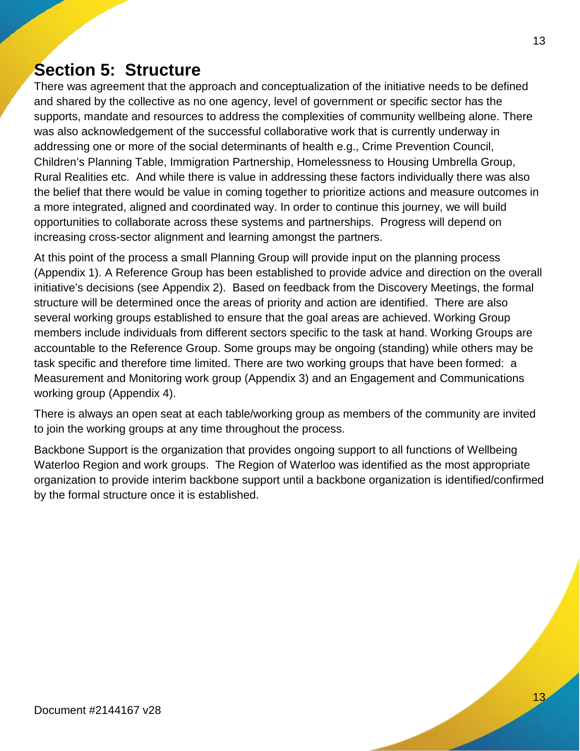# Section 5: Structure

There was agreement that the approach and conceptualization of the initiative needs to be defined and shared by the collective as no one agency, level of government or specific sector has the supports, mandate and resources to address the complexities of community wellbeing alone. There was also acknowledgement of the successful collaborative work that is currently underway in addressing one or more of the social determinants of health e.g., Crime Prevention Council, Children's Planning Table, Immigration Partnership, Homelessness to Housing Umbrella Group, Rural Realities etc. And while there is value in addressing these factors individually there was also the belief that there would be value in coming together to prioritize actions and measure outcomes in a more integrated, aligned and coordinated way. In order to continue this journey, we will build opportunities to collaborate across these systems and partnerships. Progress will depend on increasing cross-sector alignment and learning amongst the partners.

At this point of the process a small Planning Group will provide input on the planning process (Appendix 1). A Reference Group has been established to provide advice and direction on the overall initiative's decisions (see Appendix 2). Based on feedback from the Discovery Meetings, the formal structure will be determined once the areas of priority and action are identified. There are also several working groups established to ensure that the goal areas are achieved. Working Group members include individuals from different sectors specific to the task at hand. Working Groups are accountable to the Reference Group. Some groups may be ongoing (standing) while others may be task specific and therefore time limited. There are two working groups that have been formed: a Measurement and Monitoring work group (Appendix 3) and an Engagement and Communications working group (Appendix 4).

There is always an open seat at each table/working group as members of the community are invited to join the working groups at any time throughout the process.

Backbone Support is the organization that provides ongoing support to all functions of Wellbeing Waterloo Region and work groups. The Region of Waterloo was identified as the most appropriate organization to provide interim backbone support until a backbone organization is identified/confirmed by the formal structure once it is established.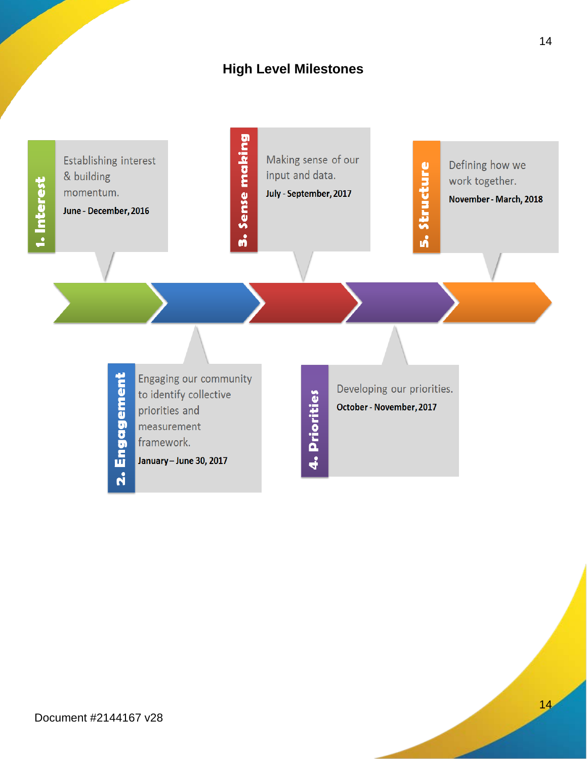## High Level Milestones

**1. Interest**

Establishing interest & building momentum.

**June - December, 2016**

**2. Engagement**

Engaging our community to identify collective priorities and measurement framework.

**January – June 30, 2017**

**3. Sense making**

Making sense of our input and data.

**July - September, 2017**

**4. Priorities**

Developing our priorities.

**October - November, 2017**

**5. Structure**

Defining how we work together.

**November - March, 2018**

Document #2144167 v28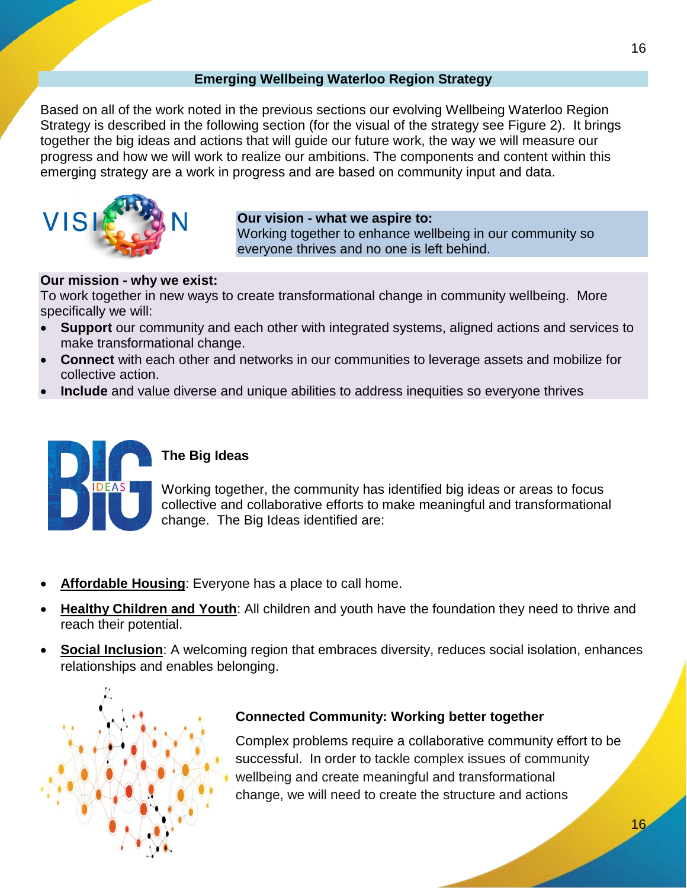## Emerging Wellbeing Waterloo Region Strategy

Based on all of the work noted in the previous sections our evolving Wellbeing Waterloo Region Strategy is described in the following section (for the visual of the strategy see Figure 2). It brings together the big ideas and actions that will guide our future work, the way we will measure our progress and how we will work to realize our ambitions. The components and content within this emerging strategy are a work in progress and are based on community input and data.

**Our vision - what we aspire to:**
Working together to enhance wellbeing in our community so everyone thrives and no one is left behind.

**Our mission - why we exist:**
To work together in new ways to create transformational change in community wellbeing. More specifically we will:

- **Support** our community and each other with integrated systems, aligned actions and services to make transformational change.
- **Connect** with each other and networks in our communities to leverage assets and mobilize for collective action.
- **Include** and value diverse and unique abilities to address inequities so everyone thrives

### The Big Ideas

Working together, the community has identified big ideas or areas to focus collective and collaborative efforts to make meaningful and transformational change. The Big Ideas identified are:

- **Affordable Housing**: Everyone has a place to call home.
- **Healthy Children and Youth**: All children and youth have the foundation they need to thrive and reach their potential.
- **Social Inclusion**: A welcoming region that embraces diversity, reduces social isolation, enhances relationships and enables belonging.

### Connected Community: Working better together

Complex problems require a collaborative community effort to be successful. In order to tackle complex issues of community wellbeing and create meaningful and transformational change, we will need to create the structure and actions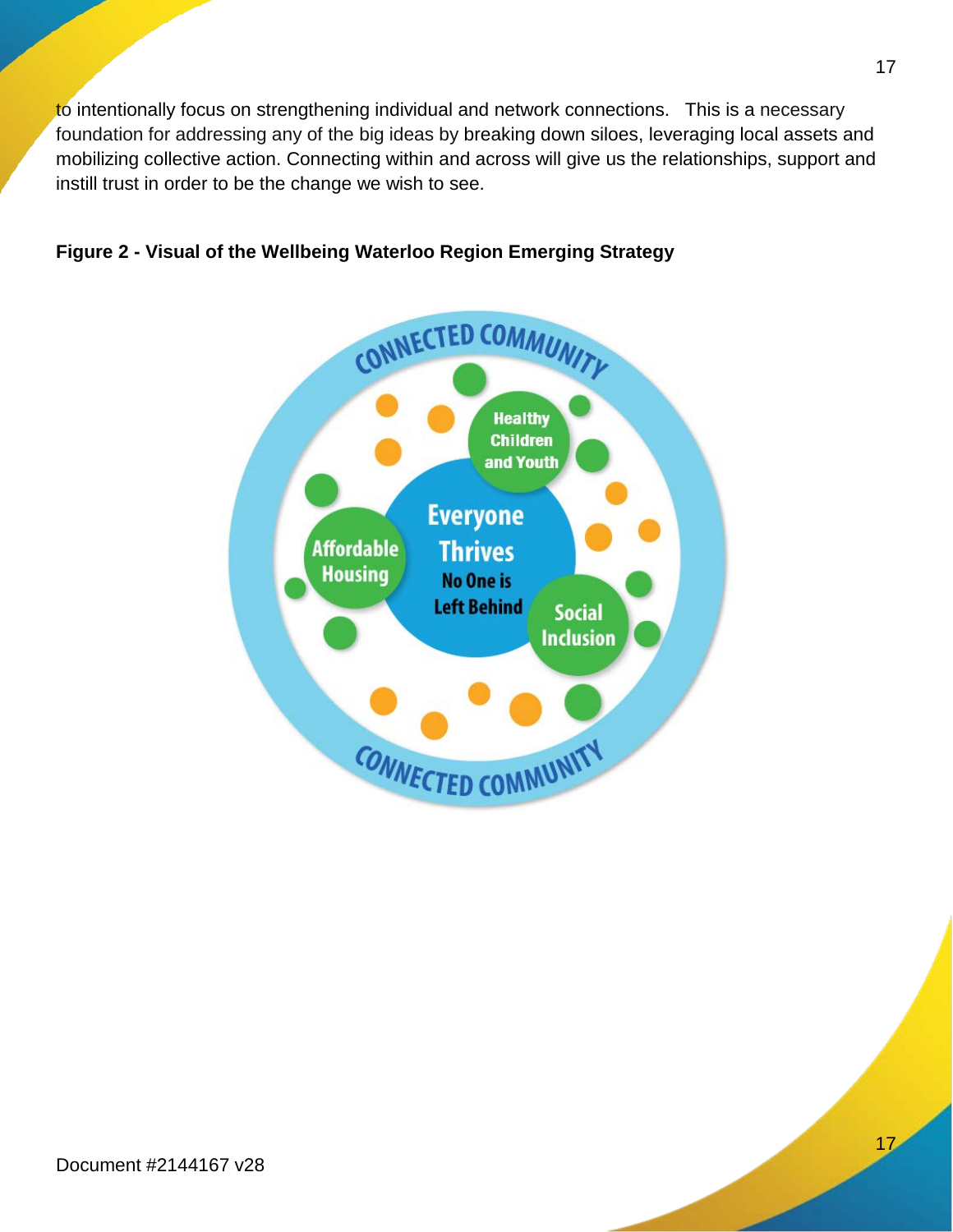to intentionally focus on strengthening individual and network connections. This is a necessary foundation for addressing any of the big ideas by breaking down siloes, leveraging local assets and mobilizing collective action. Connecting within and across will give us the relationships, support and instill trust in order to be the change we wish to see.

**Figure 2 - Visual of the Wellbeing Waterloo Region Emerging Strategy**

CONNECTED COMMUNITY

Healthy Children and Youth

Affordable Housing

Everyone Thrives
No One is Left Behind

Social Inclusion

CONNECTED COMMUNITY

Document #2144167 v28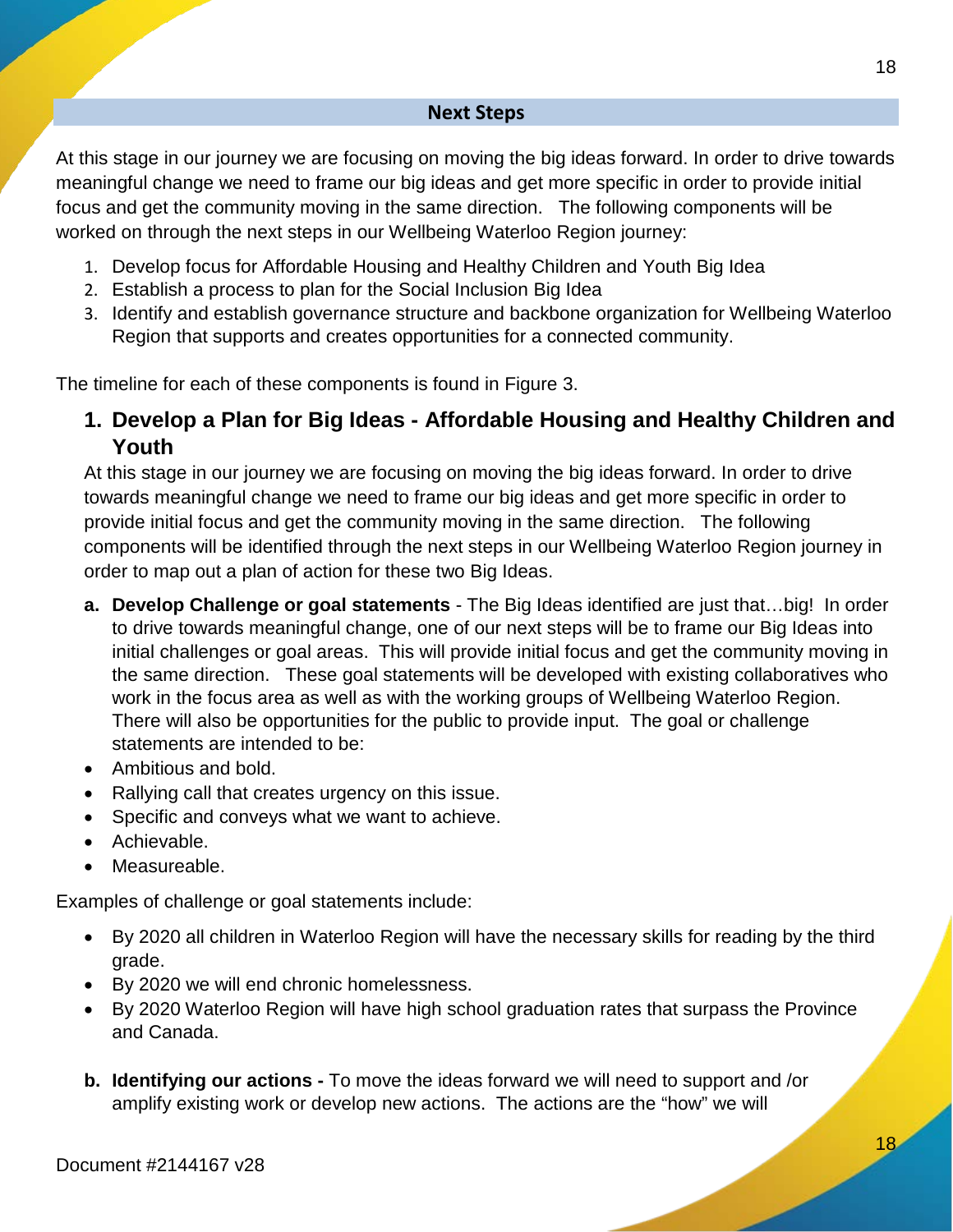## Next Steps

At this stage in our journey we are focusing on moving the big ideas forward. In order to drive towards meaningful change we need to frame our big ideas and get more specific in order to provide initial focus and get the community moving in the same direction. The following components will be worked on through the next steps in our Wellbeing Waterloo Region journey:

1. Develop focus for Affordable Housing and Healthy Children and Youth Big Idea
2. Establish a process to plan for the Social Inclusion Big Idea
3. Identify and establish governance structure and backbone organization for Wellbeing Waterloo Region that supports and creates opportunities for a connected community.

The timeline for each of these components is found in Figure 3.

### 1. Develop a Plan for Big Ideas - Affordable Housing and Healthy Children and Youth

At this stage in our journey we are focusing on moving the big ideas forward. In order to drive towards meaningful change we need to frame our big ideas and get more specific in order to provide initial focus and get the community moving in the same direction. The following components will be identified through the next steps in our Wellbeing Waterloo Region journey in order to map out a plan of action for these two Big Ideas.

**a. Develop Challenge or goal statements** - The Big Ideas identified are just that…big! In order to drive towards meaningful change, one of our next steps will be to frame our Big Ideas into initial challenges or goal areas. This will provide initial focus and get the community moving in the same direction. These goal statements will be developed with existing collaboratives who work in the focus area as well as with the working groups of Wellbeing Waterloo Region. There will also be opportunities for the public to provide input. The goal or challenge statements are intended to be:

- Ambitious and bold.
- Rallying call that creates urgency on this issue.
- Specific and conveys what we want to achieve.
- Achievable.
- Measureable.

Examples of challenge or goal statements include:

- By 2020 all children in Waterloo Region will have the necessary skills for reading by the third grade.
- By 2020 we will end chronic homelessness.
- By 2020 Waterloo Region will have high school graduation rates that surpass the Province and Canada.

**b. Identifying our actions -** To move the ideas forward we will need to support and /or amplify existing work or develop new actions. The actions are the "how" we will

Document #2144167 v28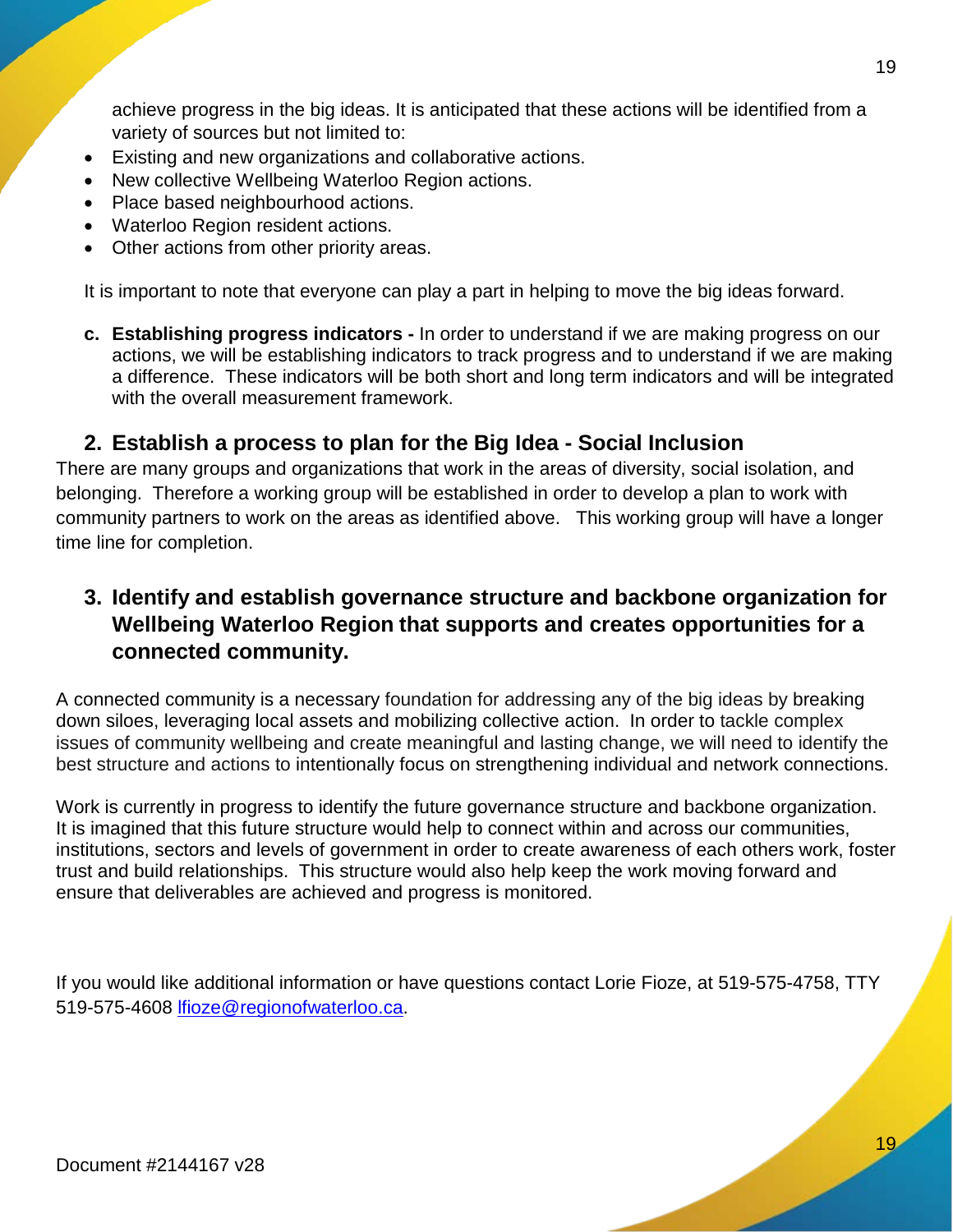achieve progress in the big ideas. It is anticipated that these actions will be identified from a variety of sources but not limited to:

- Existing and new organizations and collaborative actions.
- New collective Wellbeing Waterloo Region actions.
- Place based neighbourhood actions.
- Waterloo Region resident actions.
- Other actions from other priority areas.

It is important to note that everyone can play a part in helping to move the big ideas forward.

c. **Establishing progress indicators -** In order to understand if we are making progress on our actions, we will be establishing indicators to track progress and to understand if we are making a difference. These indicators will be both short and long term indicators and will be integrated with the overall measurement framework.

## 2. Establish a process to plan for the Big Idea - Social Inclusion

There are many groups and organizations that work in the areas of diversity, social isolation, and belonging. Therefore a working group will be established in order to develop a plan to work with community partners to work on the areas as identified above. This working group will have a longer time line for completion.

## 3. Identify and establish governance structure and backbone organization for Wellbeing Waterloo Region that supports and creates opportunities for a connected community.

A connected community is a necessary foundation for addressing any of the big ideas by breaking down siloes, leveraging local assets and mobilizing collective action. In order to tackle complex issues of community wellbeing and create meaningful and lasting change, we will need to identify the best structure and actions to intentionally focus on strengthening individual and network connections.

Work is currently in progress to identify the future governance structure and backbone organization. It is imagined that this future structure would help to connect within and across our communities, institutions, sectors and levels of government in order to create awareness of each others work, foster trust and build relationships. This structure would also help keep the work moving forward and ensure that deliverables are achieved and progress is monitored.

If you would like additional information or have questions contact Lorie Fioze, at 519-575-4758, TTY 519-575-4608 lfioze@regionofwaterloo.ca.

Document #2144167 v28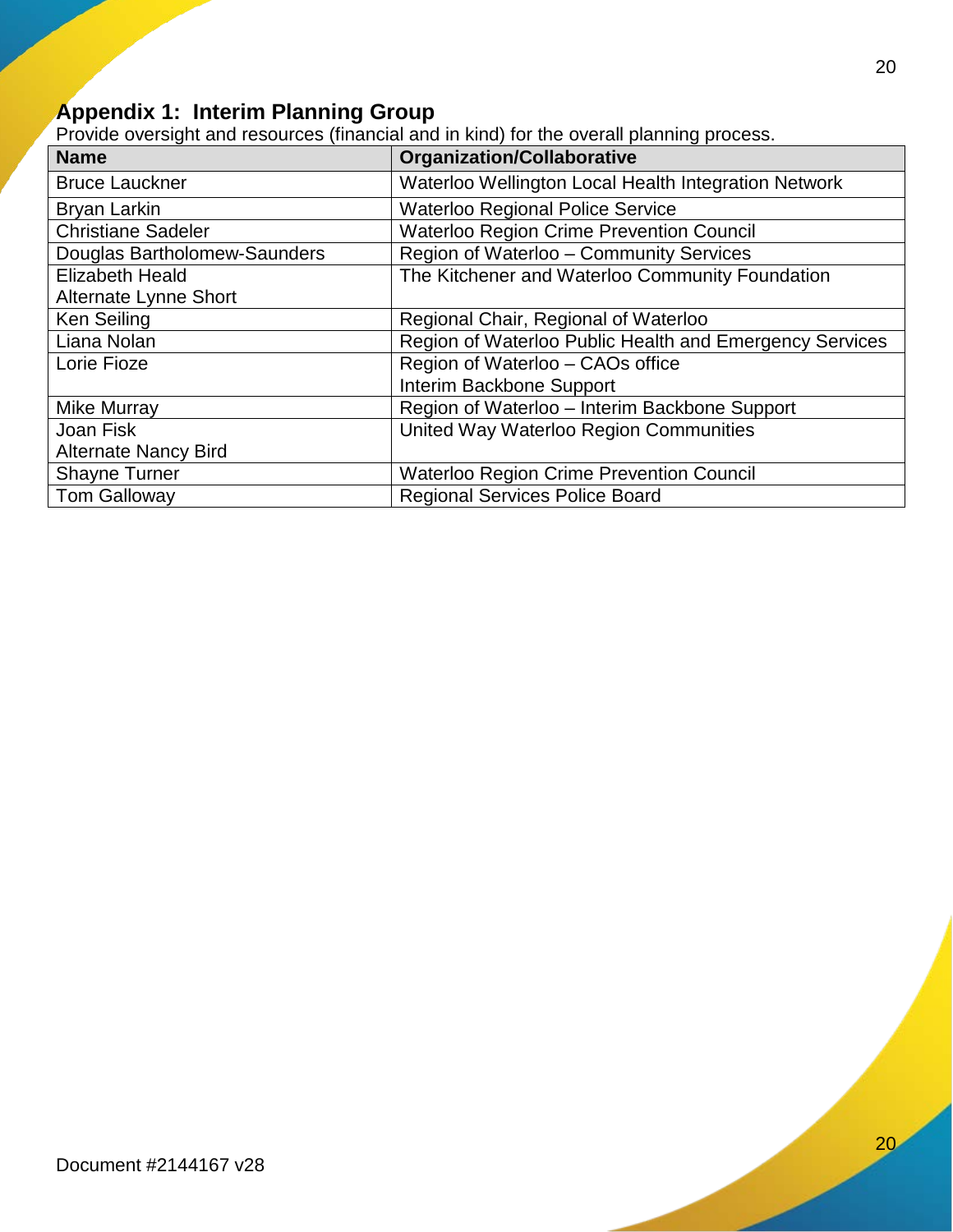## Appendix 1: Interim Planning Group

Provide oversight and resources (financial and in kind) for the overall planning process.

| Name | Organization/Collaborative |
|---|---|
| Bruce Lauckner | Waterloo Wellington Local Health Integration Network |
| Bryan Larkin | Waterloo Regional Police Service |
| Christiane Sadeler | Waterloo Region Crime Prevention Council |
| Douglas Bartholomew-Saunders | Region of Waterloo – Community Services |
| Elizabeth Heald<br>Alternate Lynne Short | The Kitchener and Waterloo Community Foundation |
| Ken Seiling | Regional Chair, Regional of Waterloo |
| Liana Nolan | Region of Waterloo Public Health and Emergency Services |
| Lorie Fioze | Region of Waterloo – CAOs office<br>Interim Backbone Support |
| Mike Murray | Region of Waterloo – Interim Backbone Support |
| Joan Fisk<br>Alternate Nancy Bird | United Way Waterloo Region Communities |
| Shayne Turner | Waterloo Region Crime Prevention Council |
| Tom Galloway | Regional Services Police Board |

Document #2144167 v28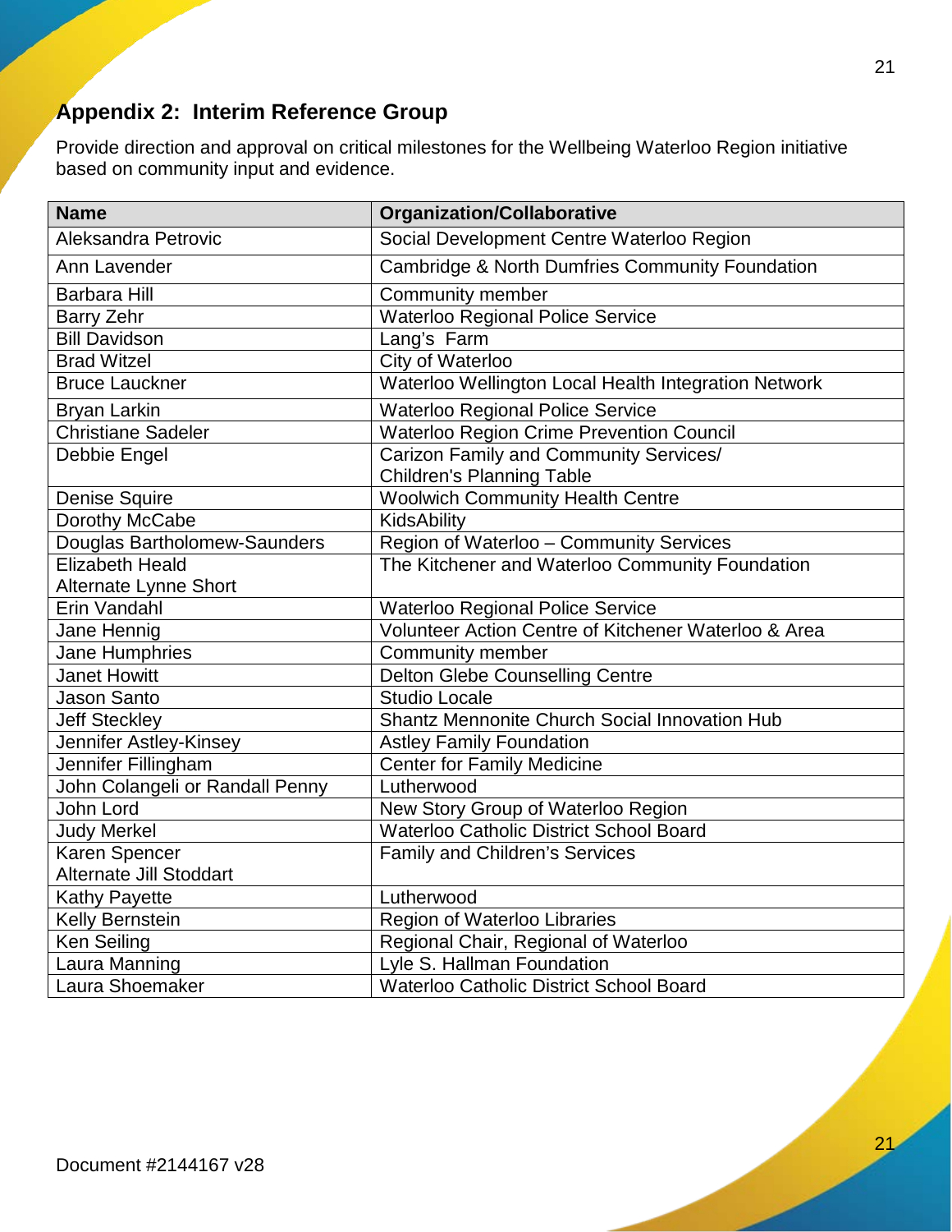## Appendix 2: Interim Reference Group

Provide direction and approval on critical milestones for the Wellbeing Waterloo Region initiative based on community input and evidence.

| Name | Organization/Collaborative |
|---|---|
| Aleksandra Petrovic | Social Development Centre Waterloo Region |
| Ann Lavender | Cambridge & North Dumfries Community Foundation |
| Barbara Hill | Community member |
| Barry Zehr | Waterloo Regional Police Service |
| Bill Davidson | Lang's Farm |
| Brad Witzel | City of Waterloo |
| Bruce Lauckner | Waterloo Wellington Local Health Integration Network |
| Bryan Larkin | Waterloo Regional Police Service |
| Christiane Sadeler | Waterloo Region Crime Prevention Council |
| Debbie Engel | Carizon Family and Community Services/ Children's Planning Table |
| Denise Squire | Woolwich Community Health Centre |
| Dorothy McCabe | KidsAbility |
| Douglas Bartholomew-Saunders | Region of Waterloo – Community Services |
| Elizabeth Heald<br>Alternate Lynne Short | The Kitchener and Waterloo Community Foundation |
| Erin Vandahl | Waterloo Regional Police Service |
| Jane Hennig | Volunteer Action Centre of Kitchener Waterloo & Area |
| Jane Humphries | Community member |
| Janet Howitt | Delton Glebe Counselling Centre |
| Jason Santo | Studio Locale |
| Jeff Steckley | Shantz Mennonite Church Social Innovation Hub |
| Jennifer Astley-Kinsey | Astley Family Foundation |
| Jennifer Fillingham | Center for Family Medicine |
| John Colangeli or Randall Penny | Lutherwood |
| John Lord | New Story Group of Waterloo Region |
| Judy Merkel | Waterloo Catholic District School Board |
| Karen Spencer<br>Alternate Jill Stoddart | Family and Children's Services |
| Kathy Payette | Lutherwood |
| Kelly Bernstein | Region of Waterloo Libraries |
| Ken Seiling | Regional Chair, Regional of Waterloo |
| Laura Manning | Lyle S. Hallman Foundation |
| Laura Shoemaker | Waterloo Catholic District School Board |

Document #2144167 v28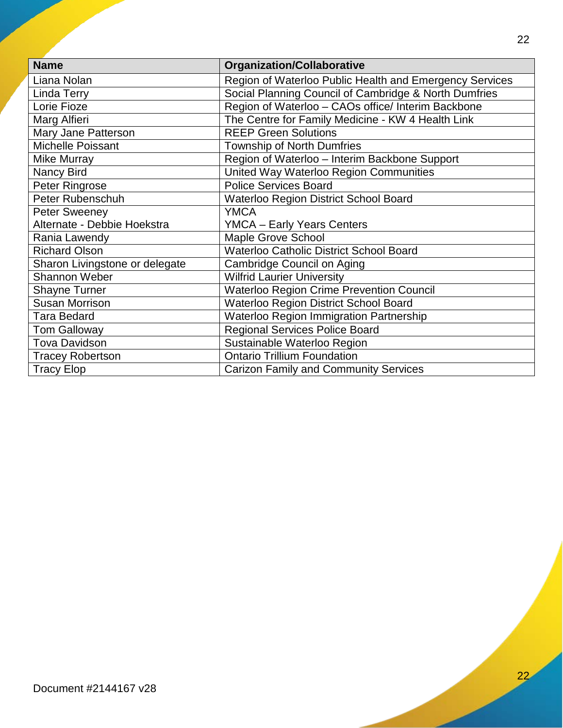| Name | Organization/Collaborative |
| --- | --- |
| Liana Nolan | Region of Waterloo Public Health and Emergency Services |
| Linda Terry | Social Planning Council of Cambridge & North Dumfries |
| Lorie Fioze | Region of Waterloo – CAOs office/ Interim Backbone |
| Marg Alfieri | The Centre for Family Medicine - KW 4 Health Link |
| Mary Jane Patterson | REEP Green Solutions |
| Michelle Poissant | Township of North Dumfries |
| Mike Murray | Region of Waterloo – Interim Backbone Support |
| Nancy Bird | United Way Waterloo Region Communities |
| Peter Ringrose | Police Services Board |
| Peter Rubenschuh | Waterloo Region District School Board |
| Peter Sweeney<br>Alternate - Debbie Hoekstra | YMCA<br>YMCA – Early Years Centers |
| Rania Lawendy | Maple Grove School |
| Richard Olson | Waterloo Catholic District School Board |
| Sharon Livingstone or delegate | Cambridge Council on Aging |
| Shannon Weber | Wilfrid Laurier University |
| Shayne Turner | Waterloo Region Crime Prevention Council |
| Susan Morrison | Waterloo Region District School Board |
| Tara Bedard | Waterloo Region Immigration Partnership |
| Tom Galloway | Regional Services Police Board |
| Tova Davidson | Sustainable Waterloo Region |
| Tracey Robertson | Ontario Trillium Foundation |
| Tracy Elop | Carizon Family and Community Services |

Document #2144167 v28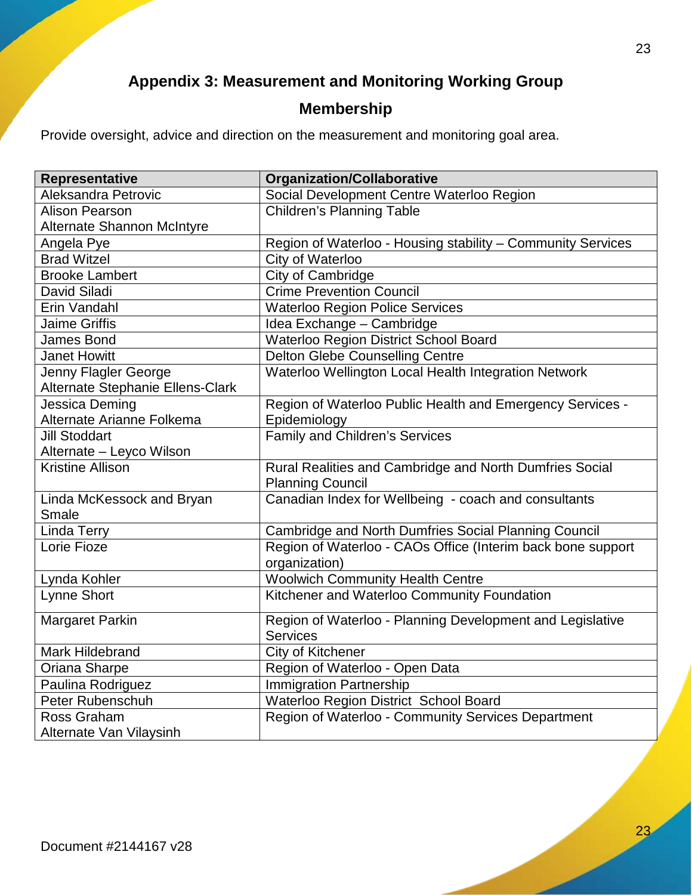## Appendix 3: Measurement and Monitoring Working Group Membership

Provide oversight, advice and direction on the measurement and monitoring goal area.

| Representative | Organization/Collaborative |
|---|---|
| Aleksandra Petrovic | Social Development Centre Waterloo Region |
| Alison Pearson<br>Alternate Shannon McIntyre | Children's Planning Table |
| Angela Pye | Region of Waterloo - Housing stability – Community Services |
| Brad Witzel | City of Waterloo |
| Brooke Lambert | City of Cambridge |
| David Siladi | Crime Prevention Council |
| Erin Vandahl | Waterloo Region Police Services |
| Jaime Griffis | Idea Exchange – Cambridge |
| James Bond | Waterloo Region District School Board |
| Janet Howitt | Delton Glebe Counselling Centre |
| Jenny Flagler George<br>Alternate Stephanie Ellens-Clark | Waterloo Wellington Local Health Integration Network |
| Jessica Deming<br>Alternate Arianne Folkema | Region of Waterloo Public Health and Emergency Services - Epidemiology |
| Jill Stoddart<br>Alternate – Leyco Wilson | Family and Children's Services |
| Kristine Allison | Rural Realities and Cambridge and North Dumfries Social Planning Council |
| Linda McKessock and Bryan Smale | Canadian Index for Wellbeing - coach and consultants |
| Linda Terry | Cambridge and North Dumfries Social Planning Council |
| Lorie Fioze | Region of Waterloo - CAOs Office (Interim back bone support organization) |
| Lynda Kohler | Woolwich Community Health Centre |
| Lynne Short | Kitchener and Waterloo Community Foundation |
| Margaret Parkin | Region of Waterloo - Planning Development and Legislative Services |
| Mark Hildebrand | City of Kitchener |
| Oriana Sharpe | Region of Waterloo - Open Data |
| Paulina Rodriguez | Immigration Partnership |
| Peter Rubenschuh | Waterloo Region District School Board |
| Ross Graham<br>Alternate Van Vilaysinh | Region of Waterloo - Community Services Department |

Document #2144167 v28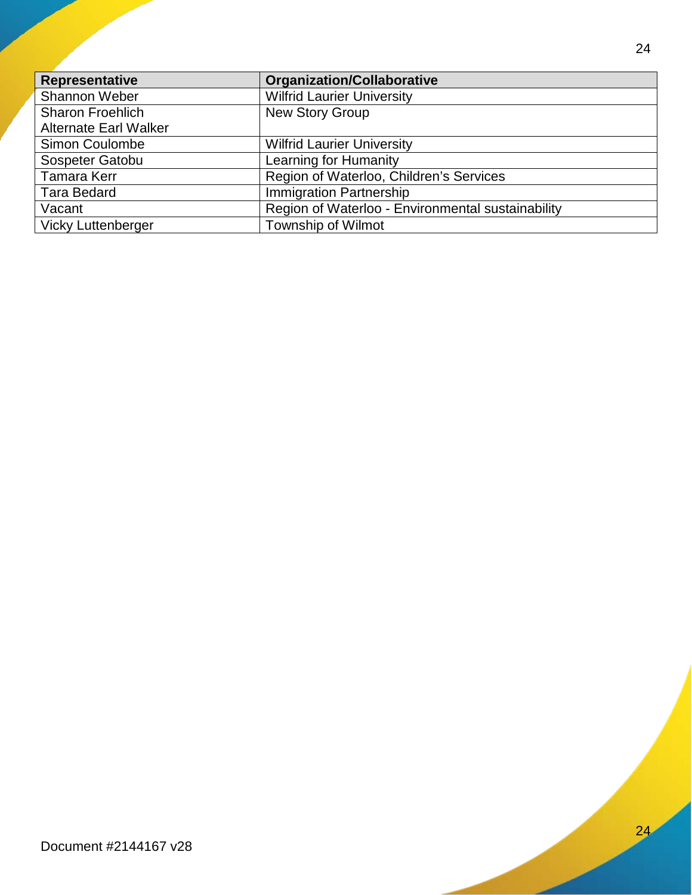| Representative | Organization/Collaborative |
| --- | --- |
| Shannon Weber | Wilfrid Laurier University |
| Sharon Froehlich<br>Alternate Earl Walker | New Story Group |
| Simon Coulombe | Wilfrid Laurier University |
| Sospeter Gatobu | Learning for Humanity |
| Tamara Kerr | Region of Waterloo, Children's Services |
| Tara Bedard | Immigration Partnership |
| Vacant | Region of Waterloo - Environmental sustainability |
| Vicky Luttenberger | Township of Wilmot |

Document #2144167 v28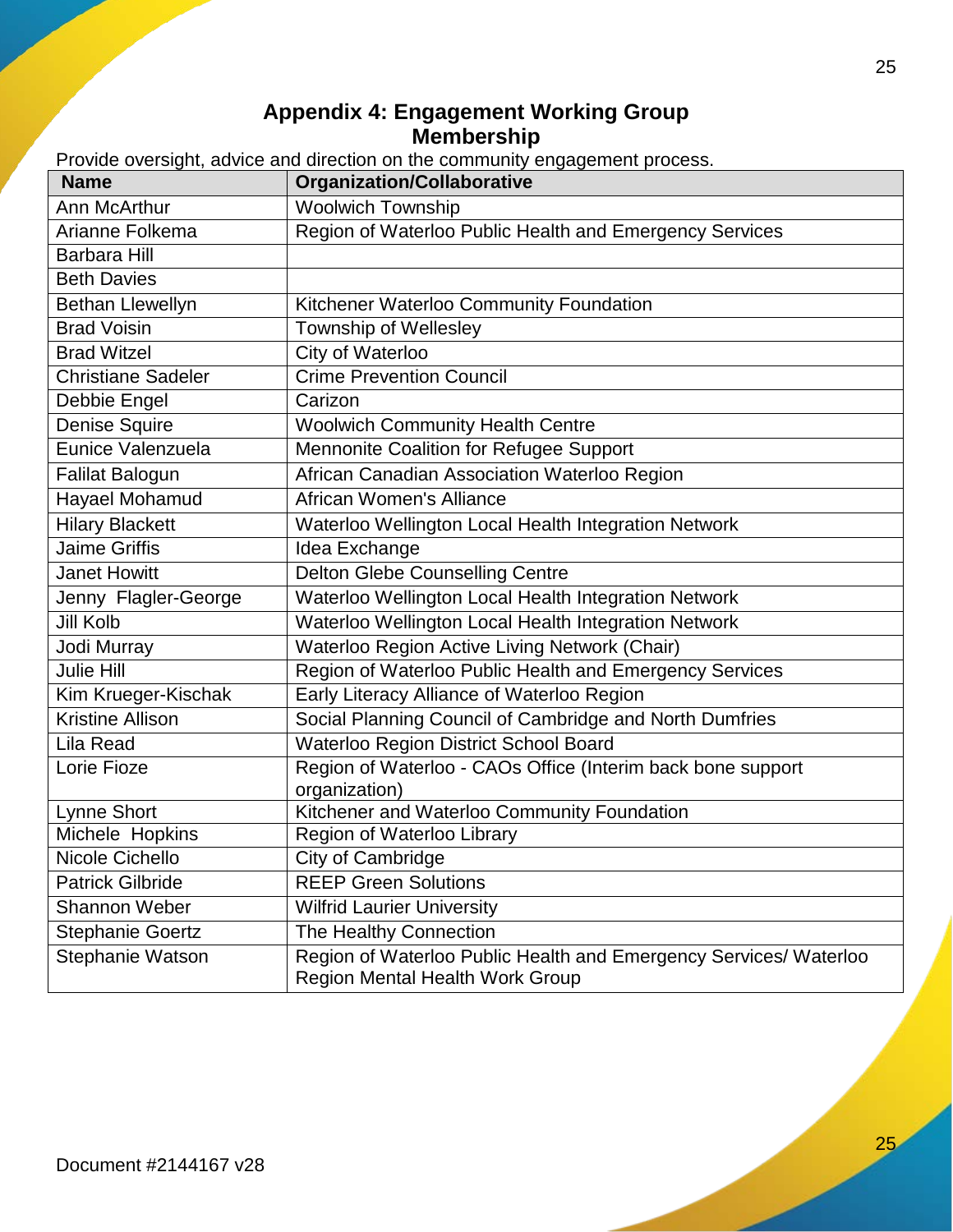# Appendix 4: Engagement Working Group Membership

Provide oversight, advice and direction on the community engagement process.

| Name | Organization/Collaborative |
|---|---|
| Ann McArthur | Woolwich Township |
| Arianne Folkema | Region of Waterloo Public Health and Emergency Services |
| Barbara Hill | |
| Beth Davies | |
| Bethan Llewellyn | Kitchener Waterloo Community Foundation |
| Brad Voisin | Township of Wellesley |
| Brad Witzel | City of Waterloo |
| Christiane Sadeler | Crime Prevention Council |
| Debbie Engel | Carizon |
| Denise Squire | Woolwich Community Health Centre |
| Eunice Valenzuela | Mennonite Coalition for Refugee Support |
| Falilat Balogun | African Canadian Association Waterloo Region |
| Hayael Mohamud | African Women's Alliance |
| Hilary Blackett | Waterloo Wellington Local Health Integration Network |
| Jaime Griffis | Idea Exchange |
| Janet Howitt | Delton Glebe Counselling Centre |
| Jenny Flagler-George | Waterloo Wellington Local Health Integration Network |
| Jill Kolb | Waterloo Wellington Local Health Integration Network |
| Jodi Murray | Waterloo Region Active Living Network (Chair) |
| Julie Hill | Region of Waterloo Public Health and Emergency Services |
| Kim Krueger-Kischak | Early Literacy Alliance of Waterloo Region |
| Kristine Allison | Social Planning Council of Cambridge and North Dumfries |
| Lila Read | Waterloo Region District School Board |
| Lorie Fioze | Region of Waterloo - CAOs Office (Interim back bone support organization) |
| Lynne Short | Kitchener and Waterloo Community Foundation |
| Michele Hopkins | Region of Waterloo Library |
| Nicole Cichello | City of Cambridge |
| Patrick Gilbride | REEP Green Solutions |
| Shannon Weber | Wilfrid Laurier University |
| Stephanie Goertz | The Healthy Connection |
| Stephanie Watson | Region of Waterloo Public Health and Emergency Services/ Waterloo Region Mental Health Work Group |

Document #2144167 v28